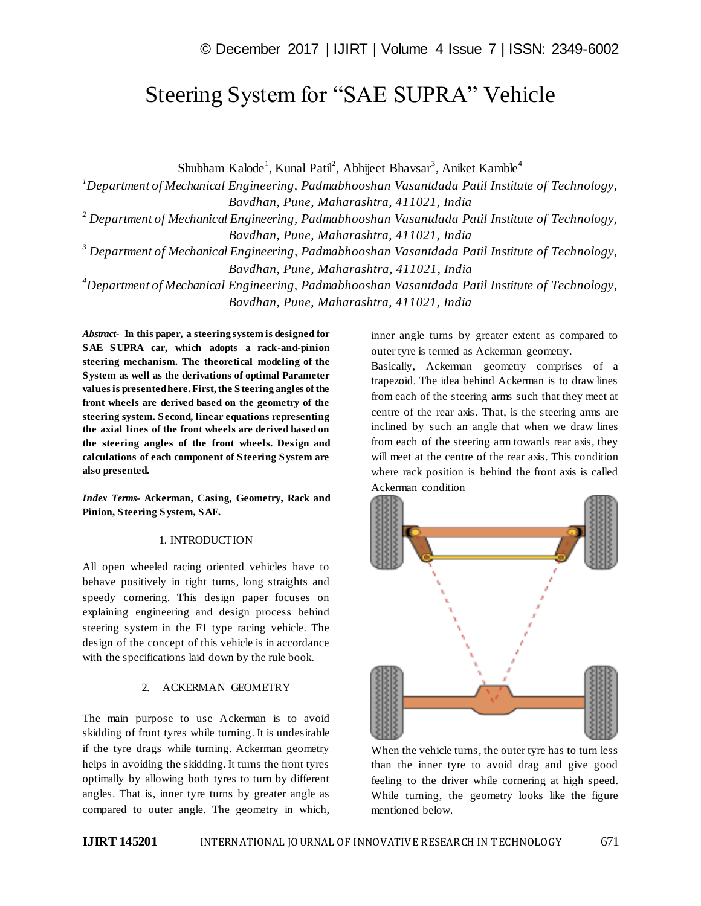# Steering System for "SAE SUPRA" Vehicle

Shubham Kalode[1], Kunal Patil[2], Abhijeet Bhavsar[3], Aniket Kamble[4]

[1]*Department of Mechanical Engineering, Padmabhooshan Vasantdada Patil Institute of Technology, Bavdhan, Pune, Maharashtra, 411021, India*

[2] *Department of Mechanical Engineering, Padmabhooshan Vasantdada Patil Institute of Technology, Bavdhan, Pune, Maharashtra, 411021, India*

[3] *Department of Mechanical Engineering, Padmabhooshan Vasantdada Patil Institute of Technology, Bavdhan, Pune, Maharashtra, 411021, India*

[4]*Department of Mechanical Engineering, Padmabhooshan Vasantdada Patil Institute of Technology, Bavdhan, Pune, Maharashtra, 411021, India*

***Abstract-*** **In this paper, a steering system is designed for SAE SUPRA car, which adopts a rack-and-pinion steering mechanism. The theoretical modeling of the System as well as the derivations of optimal Parameter values is presented here. First, the Steering angles of the front wheels are derived based on the geometry of the steering system. Second, linear equations representing the axial lines of the front wheels are derived based on the steering angles of the front wheels. Design and calculations of each component of Steering System are also presented.**

***Index Terms-*** **Ackerman, Casing, Geometry, Rack and Pinion, Steering System, SAE.**

## 1. INTRODUCTION

All open wheeled racing oriented vehicles have to behave positively in tight turns, long straights and speedy cornering. This design paper focuses on explaining engineering and design process behind steering system in the F1 type racing vehicle. The design of the concept of this vehicle is in accordance with the specifications laid down by the rule book.

## 2. ACKERMAN GEOMETRY

The main purpose to use Ackerman is to avoid skidding of front tyres while turning. It is undesirable if the tyre drags while turning. Ackerman geometry helps in avoiding the skidding. It turns the front tyres optimally by allowing both tyres to turn by different angles. That is, inner tyre turns by greater angle as compared to outer angle. The geometry in which, inner angle turns by greater extent as compared to outer tyre is termed as Ackerman geometry.

Basically, Ackerman geometry comprises of a trapezoid. The idea behind Ackerman is to draw lines from each of the steering arms such that they meet at centre of the rear axis. That, is the steering arms are inclined by such an angle that when we draw lines from each of the steering arm towards rear axis, they will meet at the centre of the rear axis. This condition where rack position is behind the front axis is called Ackerman condition

When the vehicle turns, the outer tyre has to turn less than the inner tyre to avoid drag and give good feeling to the driver while cornering at high speed. While turning, the geometry looks like the figure mentioned below.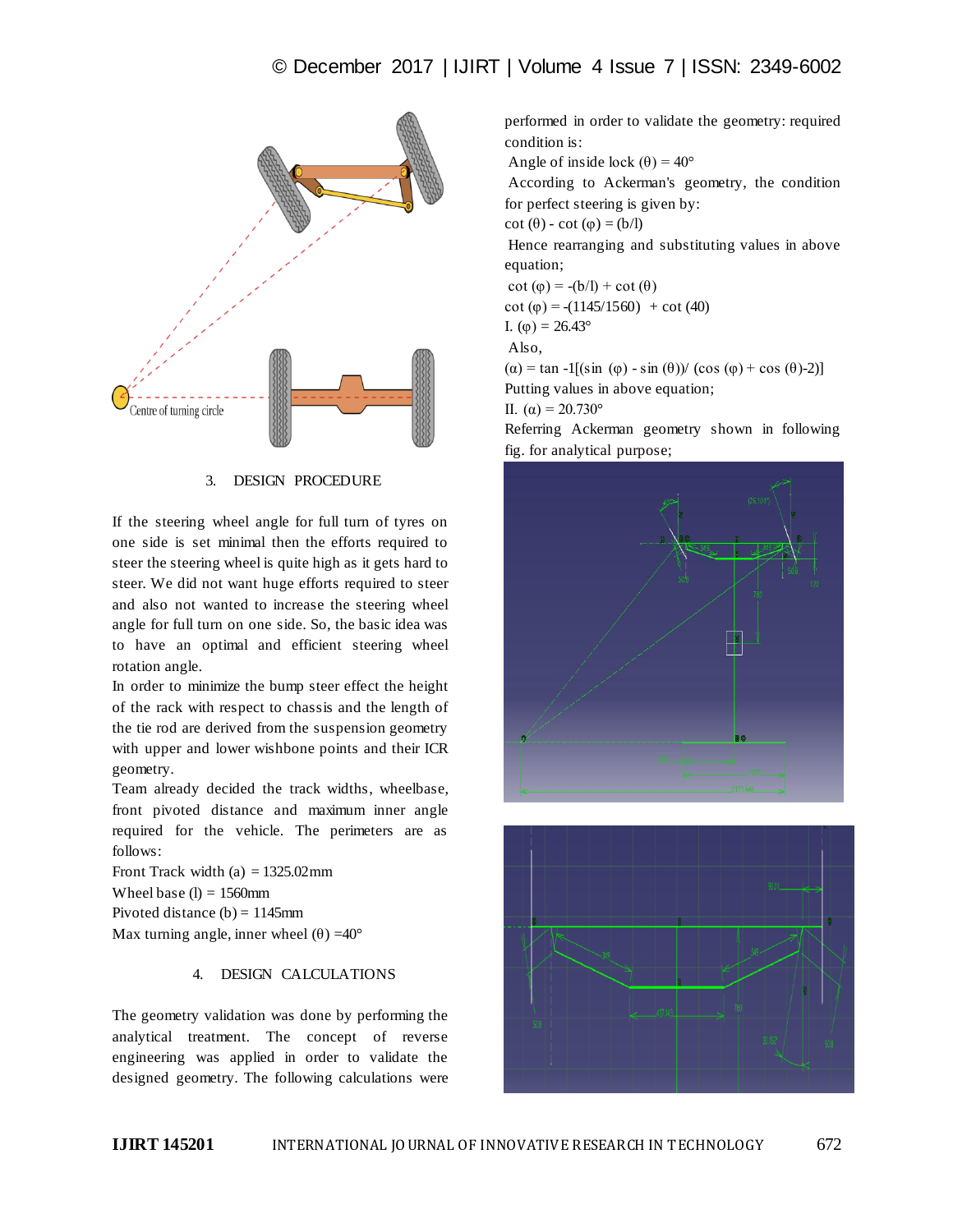Centre of turning circle

3. DESIGN PROCEDURE

If the steering wheel angle for full turn of tyres on one side is set minimal then the efforts required to steer the steering wheel is quite high as it gets hard to steer. We did not want huge efforts required to steer and also not wanted to increase the steering wheel angle for full turn on one side. So, the basic idea was to have an optimal and efficient steering wheel rotation angle.

In order to minimize the bump steer effect the height of the rack with respect to chassis and the length of the tie rod are derived from the suspension geometry with upper and lower wishbone points and their ICR geometry.

Team already decided the track widths, wheelbase, front pivoted distance and maximum inner angle required for the vehicle. The perimeters are as follows:

Front Track width (a) = 1325.02mm
Wheel base (l) = 1560mm
Pivoted distance (b) = 1145mm
Max turning angle, inner wheel ($\theta$) =40°

4. DESIGN CALCULATIONS

The geometry validation was done by performing the analytical treatment. The concept of reverse engineering was applied in order to validate the designed geometry. The following calculations were performed in order to validate the geometry: required condition is:

Angle of inside lock ($\theta$) = 40°

According to Ackerman's geometry, the condition for perfect steering is given by:

$\cot(\theta) - \cot(\varphi) = (b/l)$

Hence rearranging and substituting values in above equation;

$\cot(\varphi) = -(b/l) + \cot(\theta)$

$\cot(\varphi) = -(1145/1560) + \cot(40)$

I. $(\varphi) = 26.43°$

Also,

$(\alpha) = \tan^{-1}[(\sin(\varphi) - \sin(\theta))/(\cos(\varphi) + \cos(\theta) - 2)]$

Putting values in above equation;

II. $(\alpha) = 20.730°$

Referring Ackerman geometry shown in following fig. for analytical purpose;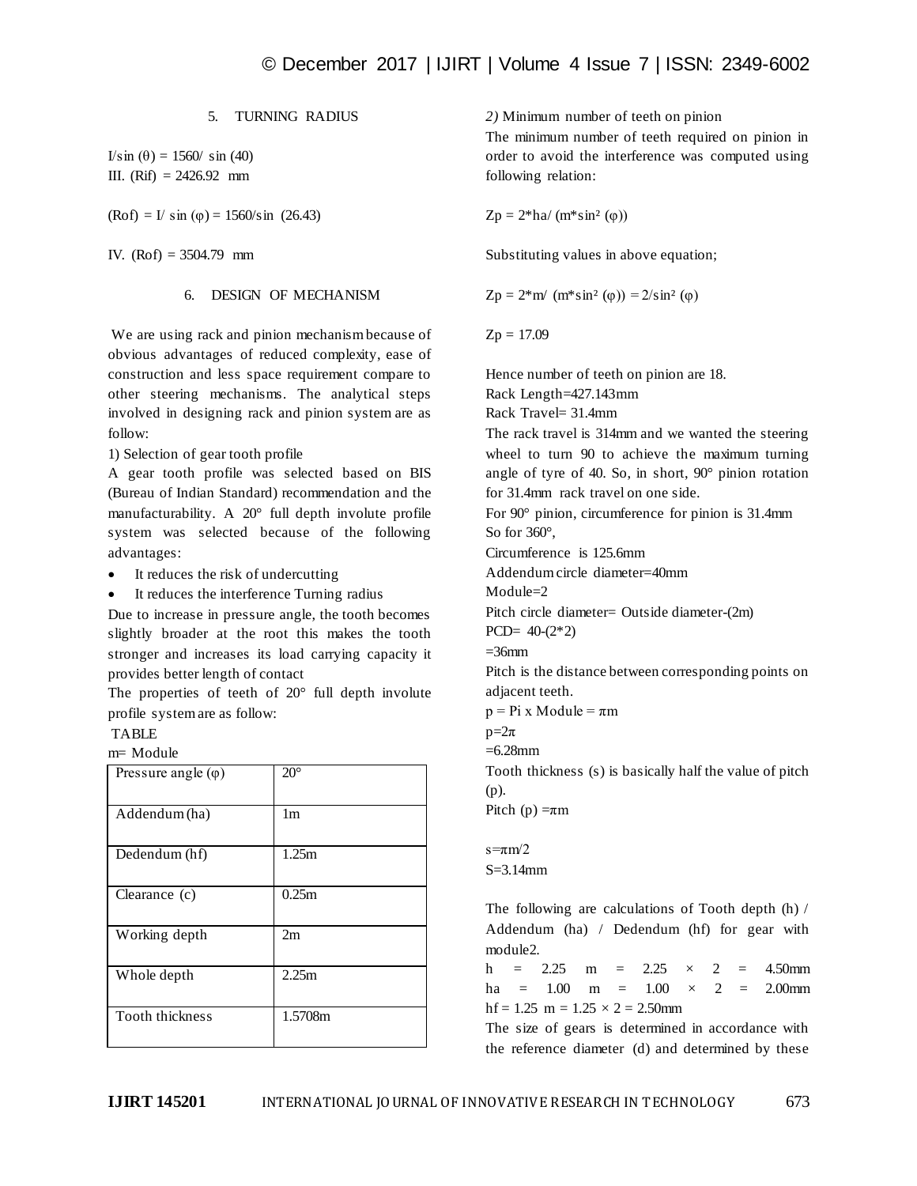## 5. TURNING RADIUS

$I/\sin(\theta) = 1560/\sin(40)$

III. $(R_{if}) = 2426.92$ mm

$(R_{of}) = I/\sin(\varphi) = 1560/\sin(26.43)$

IV. $(R_{of}) = 3504.79$ mm

## 6. DESIGN OF MECHANISM

We are using rack and pinion mechanism because of obvious advantages of reduced complexity, ease of construction and less space requirement compare to other steering mechanisms. The analytical steps involved in designing rack and pinion system are as follow:

1) Selection of gear tooth profile

A gear tooth profile was selected based on BIS (Bureau of Indian Standard) recommendation and the manufacturability. A 20° full depth involute profile system was selected because of the following advantages:

- It reduces the risk of undercutting
- It reduces the interference Turning radius

Due to increase in pressure angle, the tooth becomes slightly broader at the root this makes the tooth stronger and increases its load carrying capacity it provides better length of contact

The properties of teeth of 20° full depth involute profile system are as follow:

TABLE

m= Module

| | |
|---|---|
| Pressure angle (φ) | 20° |
| Addendum (ha) | 1m |
| Dedendum (hf) | 1.25m |
| Clearance (c) | 0.25m |
| Working depth | 2m |
| Whole depth | 2.25m |
| Tooth thickness | 1.5708m |

*2)* Minimum number of teeth on pinion

The minimum number of teeth required on pinion in order to avoid the interference was computed using following relation:

$Z_p = 2 * h_a / (m * \sin^2(\varphi))$

Substituting values in above equation;

$Z_p = 2 * m / (m * \sin^2(\varphi)) = 2/\sin^2(\varphi)$

$Z_p = 17.09$

Hence number of teeth on pinion are 18.

Rack Length=427.143mm

Rack Travel= 31.4mm

The rack travel is 314mm and we wanted the steering wheel to turn 90 to achieve the maximum turning angle of tyre of 40. So, in short, 90° pinion rotation for 31.4mm rack travel on one side.

For 90° pinion, circumference for pinion is 31.4mm

So for 360°,

Circumference is 125.6mm

Addendum circle diameter=40mm

Module=2

Pitch circle diameter= Outside diameter-(2m)

PCD= 40-(2*2)

=36mm

Pitch is the distance between corresponding points on adjacent teeth.

$p = \text{Pi} \times \text{Module} = \pi m$

$p=2\pi$

=6.28mm

Tooth thickness (s) is basically half the value of pitch (p).

Pitch $(p) = \pi m$

$s = \pi m/2$

S=3.14mm

The following are calculations of Tooth depth (h) / Addendum (ha) / Dedendum (hf) for gear with module2.

$h = 2.25\ m = 2.25 \times 2 = 4.50$mm

$h_a = 1.00\ m = 1.00 \times 2 = 2.00$mm

$h_f = 1.25\ m = 1.25 \times 2 = 2.50$mm

The size of gears is determined in accordance with the reference diameter (d) and determined by these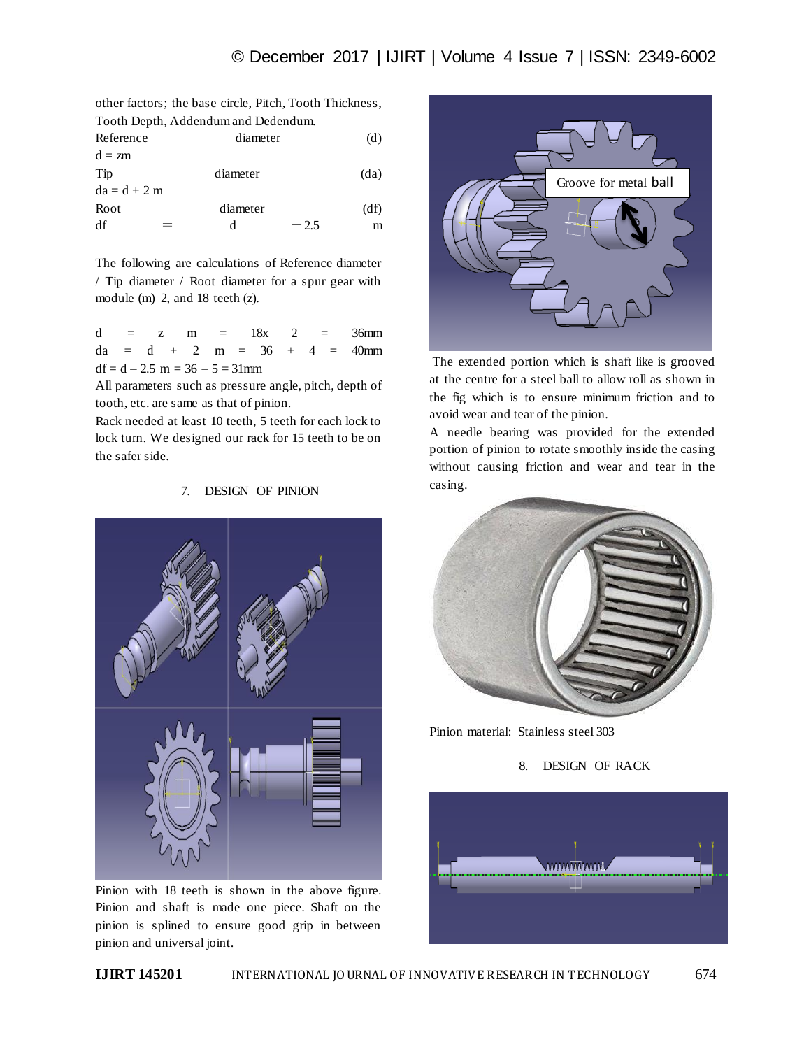other factors; the base circle, Pitch, Tooth Thickness, Tooth Depth, Addendum and Dedendum.

Reference diameter (d)
$d = zm$

Tip diameter (da)
$da = d + 2\,m$

Root diameter (df)
$df = d - 2.5\,m$

The following are calculations of Reference diameter / Tip diameter / Root diameter for a spur gear with module (m) 2, and 18 teeth (z).

$d = z\ m = 18x\ 2 = 36mm$
$da = d + 2\ m = 36 + 4 = 40mm$
$df = d - 2.5\ m = 36 - 5 = 31mm$

All parameters such as pressure angle, pitch, depth of tooth, etc. are same as that of pinion.

Rack needed at least 10 teeth, 5 teeth for each lock to lock turn. We designed our rack for 15 teeth to be on the safer side.

## 7. DESIGN OF PINION

Pinion with 18 teeth is shown in the above figure. Pinion and shaft is made one piece. Shaft on the pinion is splined to ensure good grip in between pinion and universal joint.

Groove for metal ball

The extended portion which is shaft like is grooved at the centre for a steel ball to allow roll as shown in the fig which is to ensure minimum friction and to avoid wear and tear of the pinion.

A needle bearing was provided for the extended portion of pinion to rotate smoothly inside the casing without causing friction and wear and tear in the casing.

Pinion material: Stainless steel 303

## 8. DESIGN OF RACK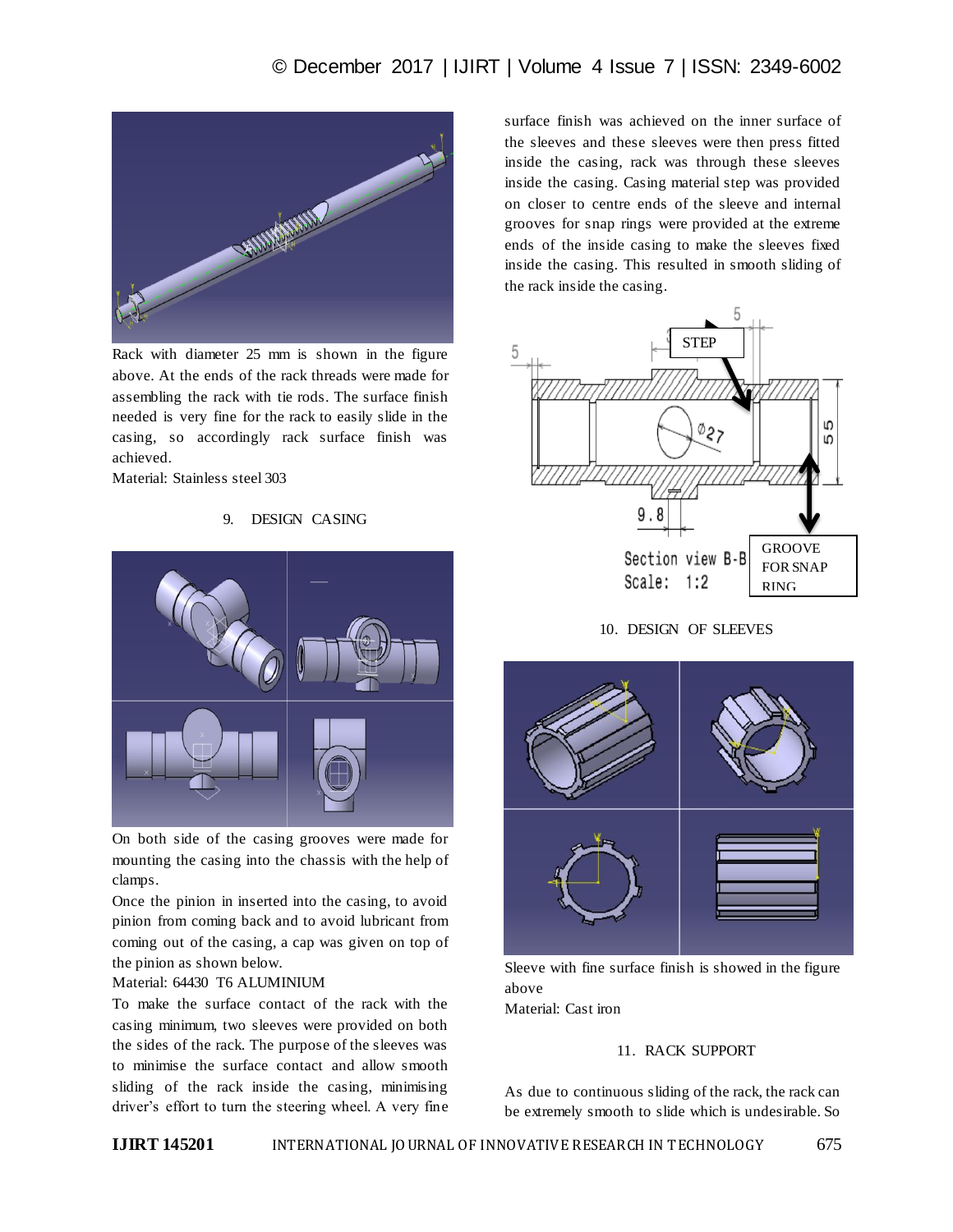Rack with diameter 25 mm is shown in the figure above. At the ends of the rack threads were made for assembling the rack with tie rods. The surface finish needed is very fine for the rack to easily slide in the casing, so accordingly rack surface finish was achieved.

Material: Stainless steel 303

## 9. DESIGN CASING

On both side of the casing grooves were made for mounting the casing into the chassis with the help of clamps.

Once the pinion in inserted into the casing, to avoid pinion from coming back and to avoid lubricant from coming out of the casing, a cap was given on top of the pinion as shown below.

Material: 64430 T6 ALUMINIUM

To make the surface contact of the rack with the casing minimum, two sleeves were provided on both the sides of the rack. The purpose of the sleeves was to minimise the surface contact and allow smooth sliding of the rack inside the casing, minimising driver's effort to turn the steering wheel. A very fine surface finish was achieved on the inner surface of the sleeves and these sleeves were then press fitted inside the casing, rack was through these sleeves inside the casing. Casing material step was provided on closer to centre ends of the sleeve and internal grooves for snap rings were provided at the extreme ends of the inside casing to make the sleeves fixed inside the casing. This resulted in smooth sliding of the rack inside the casing.

STEP
5
5
Ø27
55
9.8
Section view B-B
Scale: 1:2
GROOVE FOR SNAP RING

## 10. DESIGN OF SLEEVES

Sleeve with fine surface finish is showed in the figure above

Material: Cast iron

## 11. RACK SUPPORT

As due to continuous sliding of the rack, the rack can be extremely smooth to slide which is undesirable. So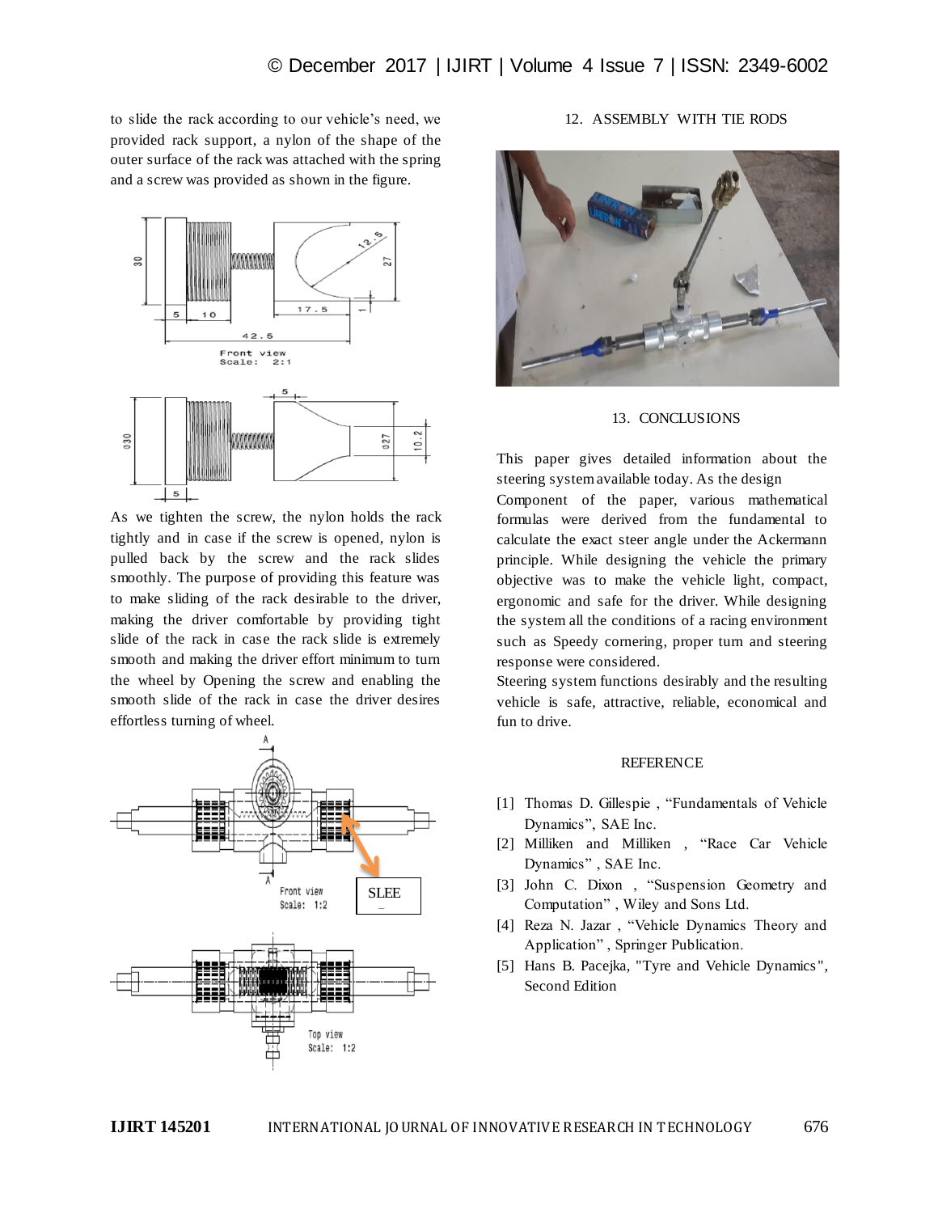to slide the rack according to our vehicle's need, we provided rack support, a nylon of the shape of the outer surface of the rack was attached with the spring and a screw was provided as shown in the figure.

30
5
10
17.5
42.5
12.5
27
1
Front view
Scale: 2:1

Ø30
5
5
Ø27
10.2

As we tighten the screw, the nylon holds the rack tightly and in case if the screw is opened, nylon is pulled back by the screw and the rack slides smoothly. The purpose of providing this feature was to make sliding of the rack desirable to the driver, making the driver comfortable by providing tight slide of the rack in case the rack slide is extremely smooth and making the driver effort minimum to turn the wheel by Opening the screw and enabling the smooth slide of the rack in case the driver desires effortless turning of wheel.

A
A
Front view
Scale: 1:2
SLEE

Top view
Scale: 1:2

## 12. ASSEMBLY WITH TIE RODS

## 13. CONCLUSIONS

This paper gives detailed information about the steering system available today. As the design Component of the paper, various mathematical formulas were derived from the fundamental to calculate the exact steer angle under the Ackermann principle. While designing the vehicle the primary objective was to make the vehicle light, compact, ergonomic and safe for the driver. While designing the system all the conditions of a racing environment such as Speedy cornering, proper turn and steering response were considered.

Steering system functions desirably and the resulting vehicle is safe, attractive, reliable, economical and fun to drive.

## REFERENCE

[1] Thomas D. Gillespie , "Fundamentals of Vehicle Dynamics", SAE Inc.

[2] Milliken and Milliken , "Race Car Vehicle Dynamics" , SAE Inc.

[3] John C. Dixon , "Suspension Geometry and Computation" , Wiley and Sons Ltd.

[4] Reza N. Jazar , "Vehicle Dynamics Theory and Application" , Springer Publication.

[5] Hans B. Pacejka, "Tyre and Vehicle Dynamics", Second Edition